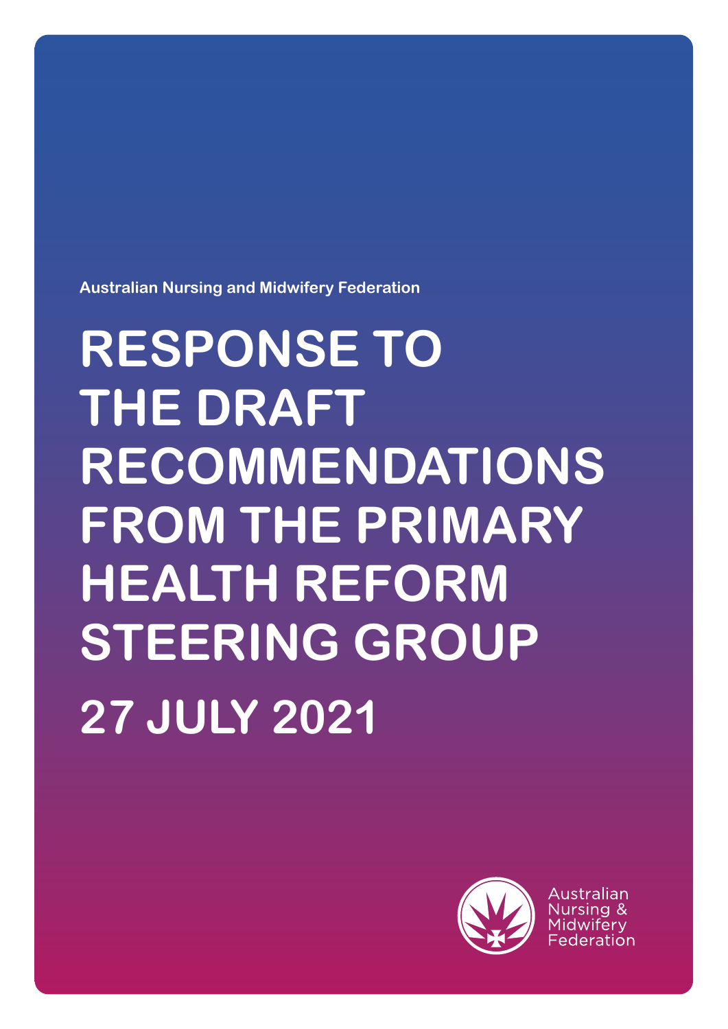Australian Nursing and Midwifery Federation

# RESPONSE TO THE DRAFT RECOMMENDATIONS FROM THE PRIMARY HEALTH REFORM STEERING GROUP

## 27 JULY 2021

Australian Nursing & Midwifery Federation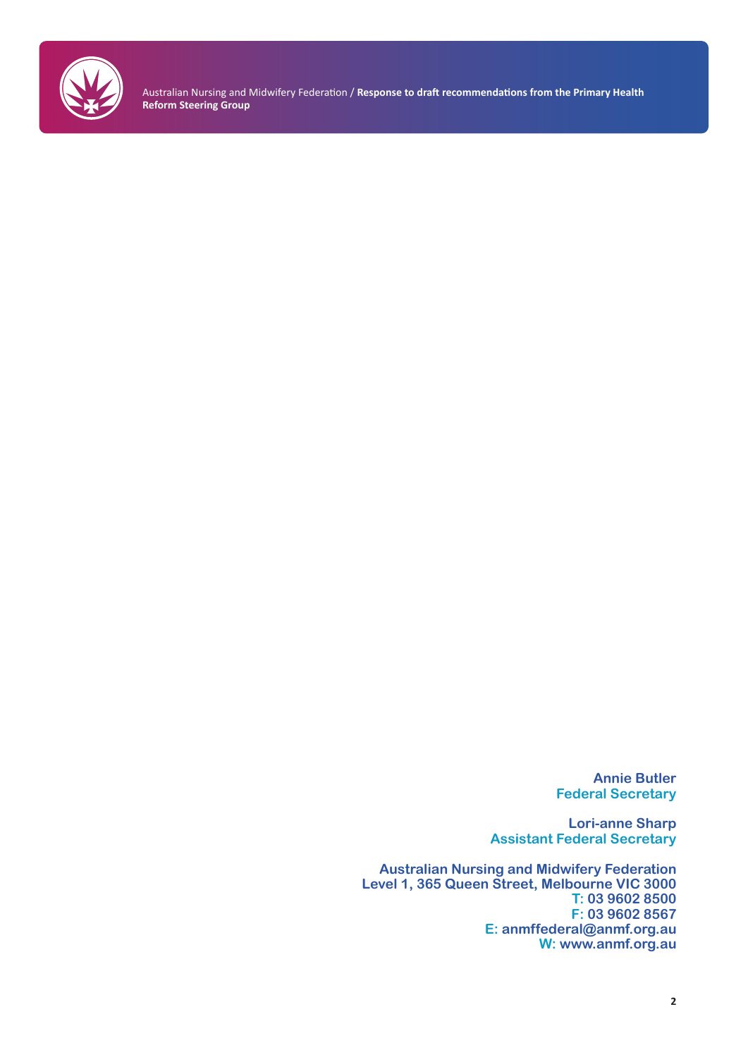**Annie Butler**
**Federal Secretary**

**Lori-anne Sharp**
**Assistant Federal Secretary**

**Australian Nursing and Midwifery Federation**
**Level 1, 365 Queen Street, Melbourne VIC 3000**
**T: 03 9602 8500**
**F: 03 9602 8567**
**E: anmffederal@anmf.org.au**
**W: www.anmf.org.au**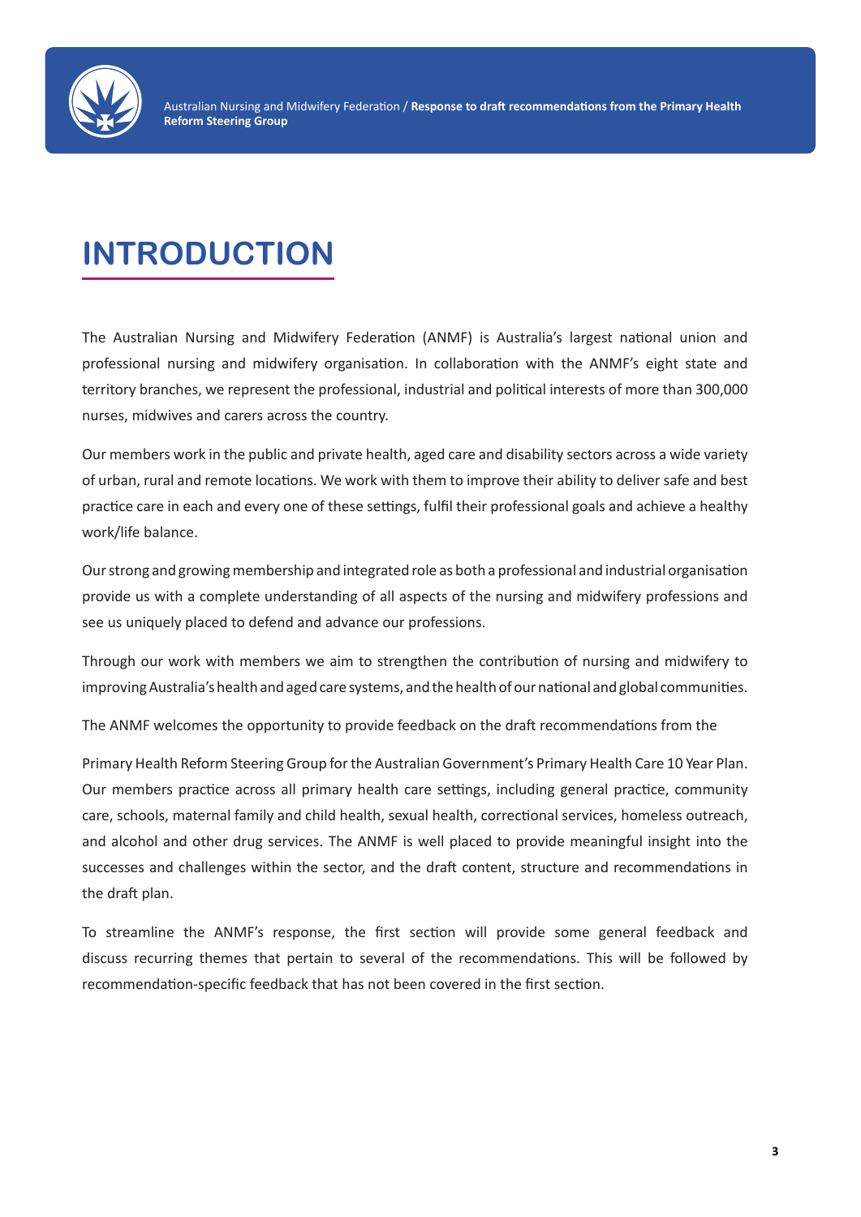# INTRODUCTION

The Australian Nursing and Midwifery Federation (ANMF) is Australia's largest national union and professional nursing and midwifery organisation. In collaboration with the ANMF's eight state and territory branches, we represent the professional, industrial and political interests of more than 300,000 nurses, midwives and carers across the country.

Our members work in the public and private health, aged care and disability sectors across a wide variety of urban, rural and remote locations. We work with them to improve their ability to deliver safe and best practice care in each and every one of these settings, fulfil their professional goals and achieve a healthy work/life balance.

Our strong and growing membership and integrated role as both a professional and industrial organisation provide us with a complete understanding of all aspects of the nursing and midwifery professions and see us uniquely placed to defend and advance our professions.

Through our work with members we aim to strengthen the contribution of nursing and midwifery to improving Australia's health and aged care systems, and the health of our national and global communities.

The ANMF welcomes the opportunity to provide feedback on the draft recommendations from the

Primary Health Reform Steering Group for the Australian Government's Primary Health Care 10 Year Plan. Our members practice across all primary health care settings, including general practice, community care, schools, maternal family and child health, sexual health, correctional services, homeless outreach, and alcohol and other drug services. The ANMF is well placed to provide meaningful insight into the successes and challenges within the sector, and the draft content, structure and recommendations in the draft plan.

To streamline the ANMF's response, the first section will provide some general feedback and discuss recurring themes that pertain to several of the recommendations. This will be followed by recommendation-specific feedback that has not been covered in the first section.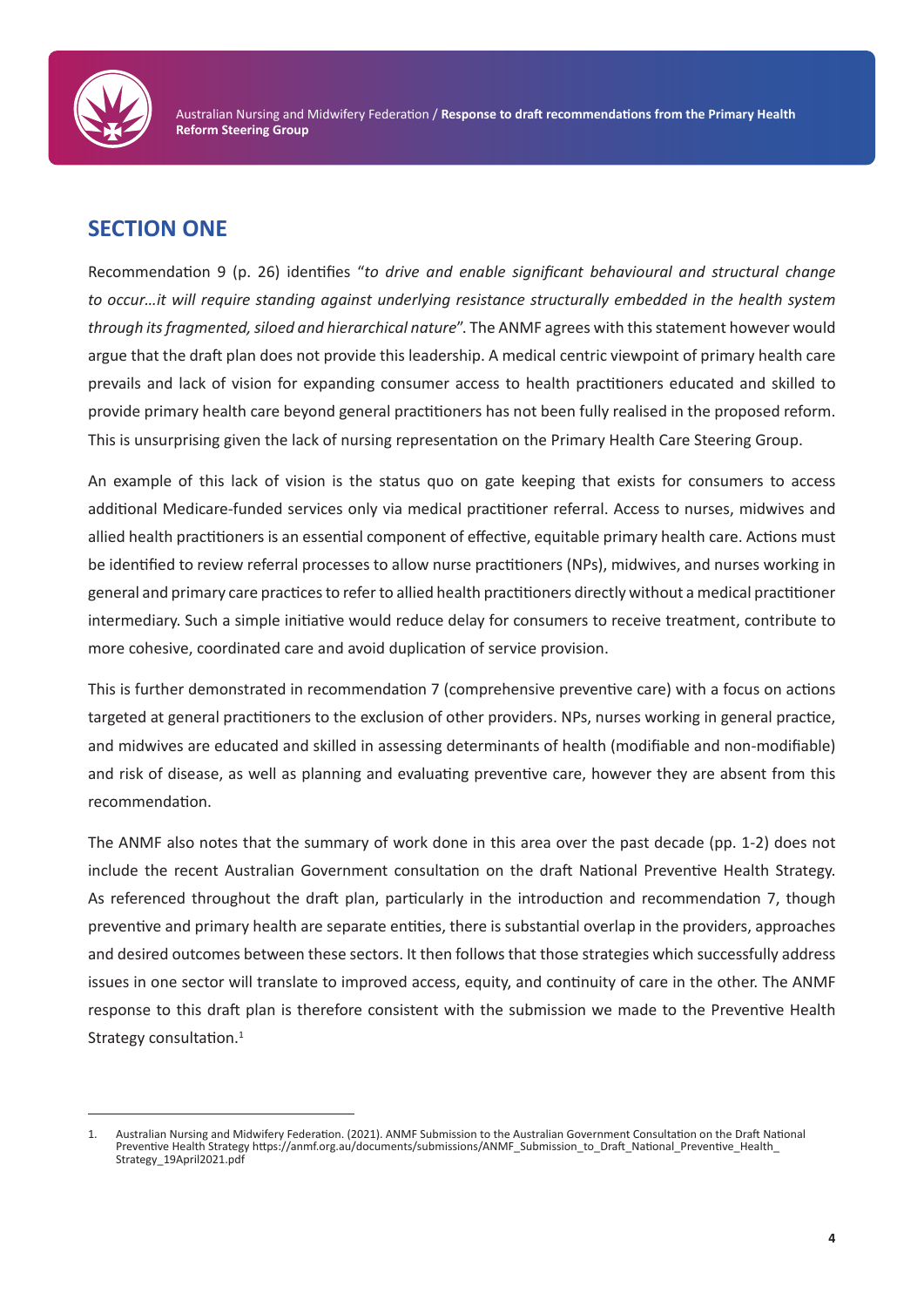## SECTION ONE

Recommendation 9 (p. 26) identifies "*to drive and enable significant behavioural and structural change to occur…it will require standing against underlying resistance structurally embedded in the health system through its fragmented, siloed and hierarchical nature*". The ANMF agrees with this statement however would argue that the draft plan does not provide this leadership. A medical centric viewpoint of primary health care prevails and lack of vision for expanding consumer access to health practitioners educated and skilled to provide primary health care beyond general practitioners has not been fully realised in the proposed reform. This is unsurprising given the lack of nursing representation on the Primary Health Care Steering Group.

An example of this lack of vision is the status quo on gate keeping that exists for consumers to access additional Medicare-funded services only via medical practitioner referral. Access to nurses, midwives and allied health practitioners is an essential component of effective, equitable primary health care. Actions must be identified to review referral processes to allow nurse practitioners (NPs), midwives, and nurses working in general and primary care practices to refer to allied health practitioners directly without a medical practitioner intermediary. Such a simple initiative would reduce delay for consumers to receive treatment, contribute to more cohesive, coordinated care and avoid duplication of service provision.

This is further demonstrated in recommendation 7 (comprehensive preventive care) with a focus on actions targeted at general practitioners to the exclusion of other providers. NPs, nurses working in general practice, and midwives are educated and skilled in assessing determinants of health (modifiable and non-modifiable) and risk of disease, as well as planning and evaluating preventive care, however they are absent from this recommendation.

The ANMF also notes that the summary of work done in this area over the past decade (pp. 1-2) does not include the recent Australian Government consultation on the draft National Preventive Health Strategy. As referenced throughout the draft plan, particularly in the introduction and recommendation 7, though preventive and primary health are separate entities, there is substantial overlap in the providers, approaches and desired outcomes between these sectors. It then follows that those strategies which successfully address issues in one sector will translate to improved access, equity, and continuity of care in the other. The ANMF response to this draft plan is therefore consistent with the submission we made to the Preventive Health Strategy consultation.[1]

---

1. Australian Nursing and Midwifery Federation. (2021). ANMF Submission to the Australian Government Consultation on the Draft National Preventive Health Strategy https://anmf.org.au/documents/submissions/ANMF_Submission_to_Draft_National_Preventive_Health_Strategy_19April2021.pdf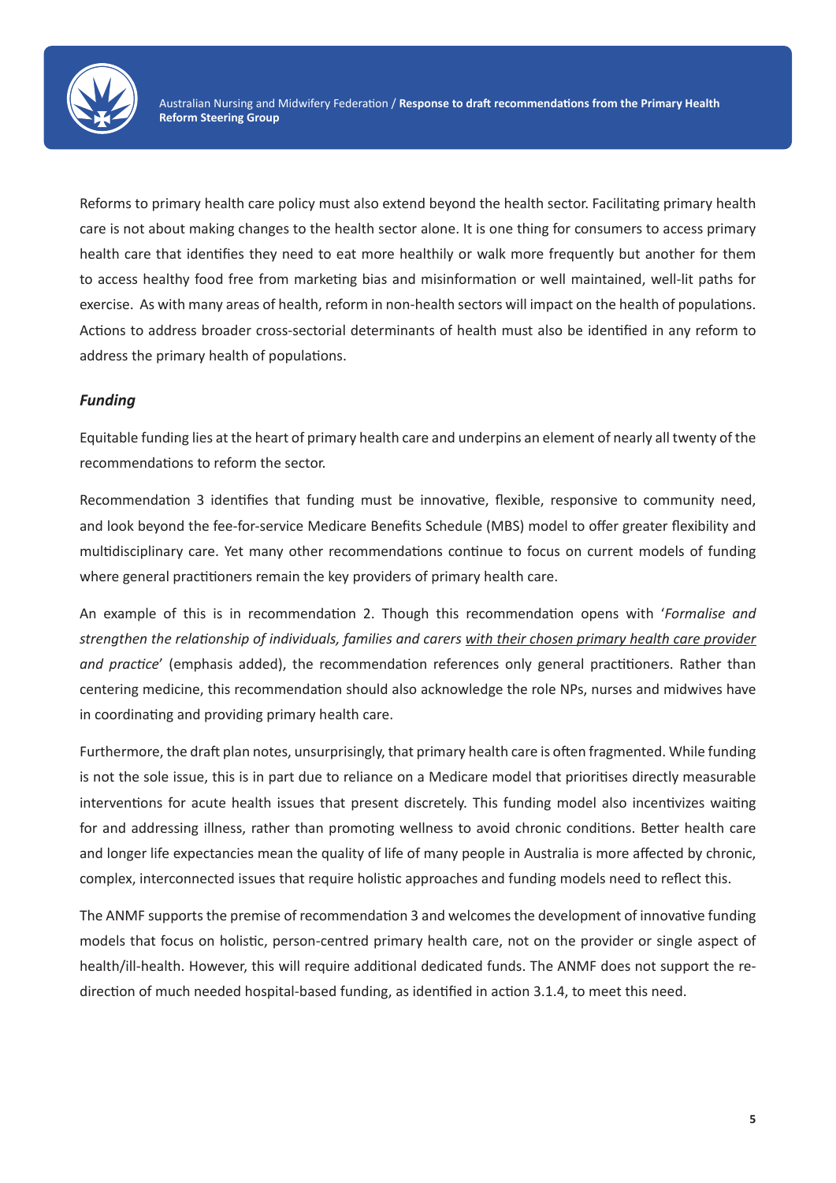Reforms to primary health care policy must also extend beyond the health sector. Facilitating primary health care is not about making changes to the health sector alone. It is one thing for consumers to access primary health care that identifies they need to eat more healthily or walk more frequently but another for them to access healthy food free from marketing bias and misinformation or well maintained, well-lit paths for exercise. As with many areas of health, reform in non-health sectors will impact on the health of populations. Actions to address broader cross-sectorial determinants of health must also be identified in any reform to address the primary health of populations.

### *Funding*

Equitable funding lies at the heart of primary health care and underpins an element of nearly all twenty of the recommendations to reform the sector.

Recommendation 3 identifies that funding must be innovative, flexible, responsive to community need, and look beyond the fee-for-service Medicare Benefits Schedule (MBS) model to offer greater flexibility and multidisciplinary care. Yet many other recommendations continue to focus on current models of funding where general practitioners remain the key providers of primary health care.

An example of this is in recommendation 2. Though this recommendation opens with '*Formalise and strengthen the relationship of individuals, families and carers <u>with their chosen primary health care provider</u> and practice*' (emphasis added), the recommendation references only general practitioners. Rather than centering medicine, this recommendation should also acknowledge the role NPs, nurses and midwives have in coordinating and providing primary health care.

Furthermore, the draft plan notes, unsurprisingly, that primary health care is often fragmented. While funding is not the sole issue, this is in part due to reliance on a Medicare model that prioritises directly measurable interventions for acute health issues that present discretely. This funding model also incentivizes waiting for and addressing illness, rather than promoting wellness to avoid chronic conditions. Better health care and longer life expectancies mean the quality of life of many people in Australia is more affected by chronic, complex, interconnected issues that require holistic approaches and funding models need to reflect this.

The ANMF supports the premise of recommendation 3 and welcomes the development of innovative funding models that focus on holistic, person-centred primary health care, not on the provider or single aspect of health/ill-health. However, this will require additional dedicated funds. The ANMF does not support the re-direction of much needed hospital-based funding, as identified in action 3.1.4, to meet this need.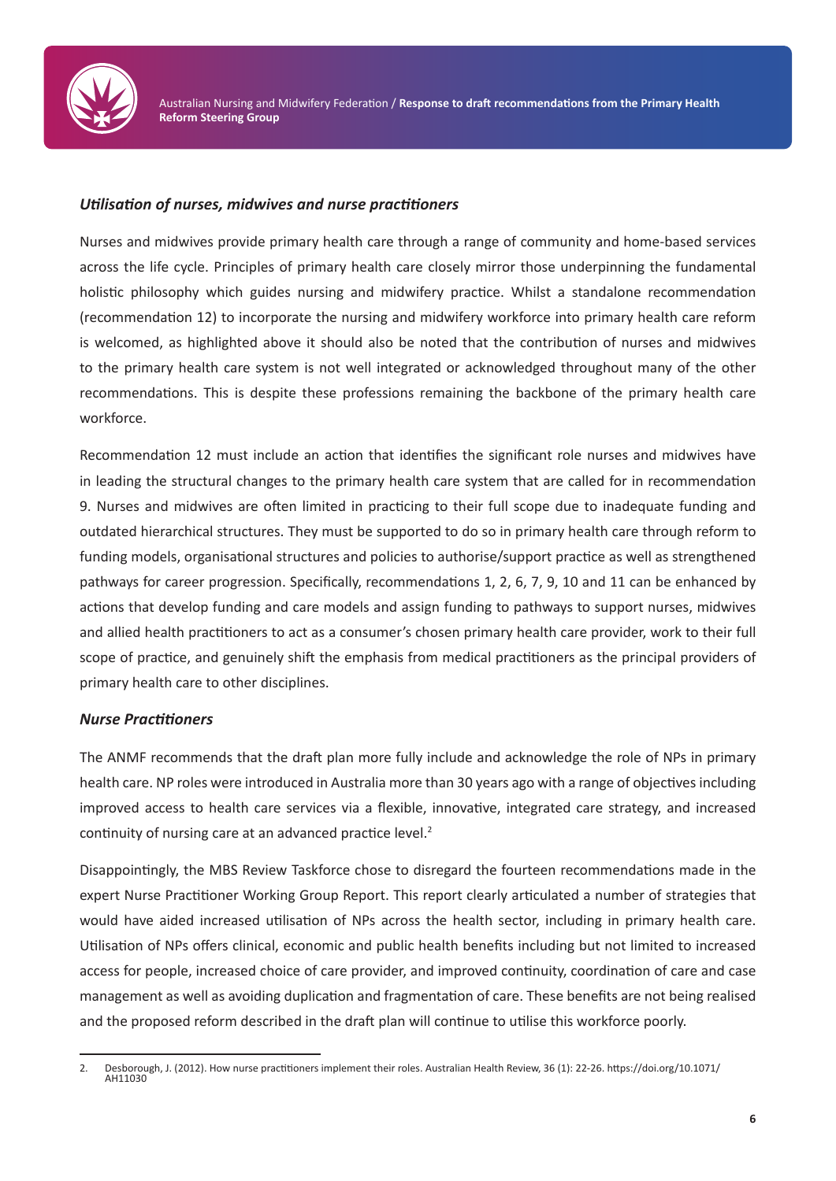### *Utilisation of nurses, midwives and nurse practitioners*

Nurses and midwives provide primary health care through a range of community and home-based services across the life cycle. Principles of primary health care closely mirror those underpinning the fundamental holistic philosophy which guides nursing and midwifery practice. Whilst a standalone recommendation (recommendation 12) to incorporate the nursing and midwifery workforce into primary health care reform is welcomed, as highlighted above it should also be noted that the contribution of nurses and midwives to the primary health care system is not well integrated or acknowledged throughout many of the other recommendations. This is despite these professions remaining the backbone of the primary health care workforce.

Recommendation 12 must include an action that identifies the significant role nurses and midwives have in leading the structural changes to the primary health care system that are called for in recommendation 9. Nurses and midwives are often limited in practicing to their full scope due to inadequate funding and outdated hierarchical structures. They must be supported to do so in primary health care through reform to funding models, organisational structures and policies to authorise/support practice as well as strengthened pathways for career progression. Specifically, recommendations 1, 2, 6, 7, 9, 10 and 11 can be enhanced by actions that develop funding and care models and assign funding to pathways to support nurses, midwives and allied health practitioners to act as a consumer's chosen primary health care provider, work to their full scope of practice, and genuinely shift the emphasis from medical practitioners as the principal providers of primary health care to other disciplines.

### *Nurse Practitioners*

The ANMF recommends that the draft plan more fully include and acknowledge the role of NPs in primary health care. NP roles were introduced in Australia more than 30 years ago with a range of objectives including improved access to health care services via a flexible, innovative, integrated care strategy, and increased continuity of nursing care at an advanced practice level.[2]

Disappointingly, the MBS Review Taskforce chose to disregard the fourteen recommendations made in the expert Nurse Practitioner Working Group Report. This report clearly articulated a number of strategies that would have aided increased utilisation of NPs across the health sector, including in primary health care. Utilisation of NPs offers clinical, economic and public health benefits including but not limited to increased access for people, increased choice of care provider, and improved continuity, coordination of care and case management as well as avoiding duplication and fragmentation of care. These benefits are not being realised and the proposed reform described in the draft plan will continue to utilise this workforce poorly.

---

2. Desborough, J. (2012). How nurse practitioners implement their roles. Australian Health Review, 36 (1): 22-26. https://doi.org/10.1071/AH11030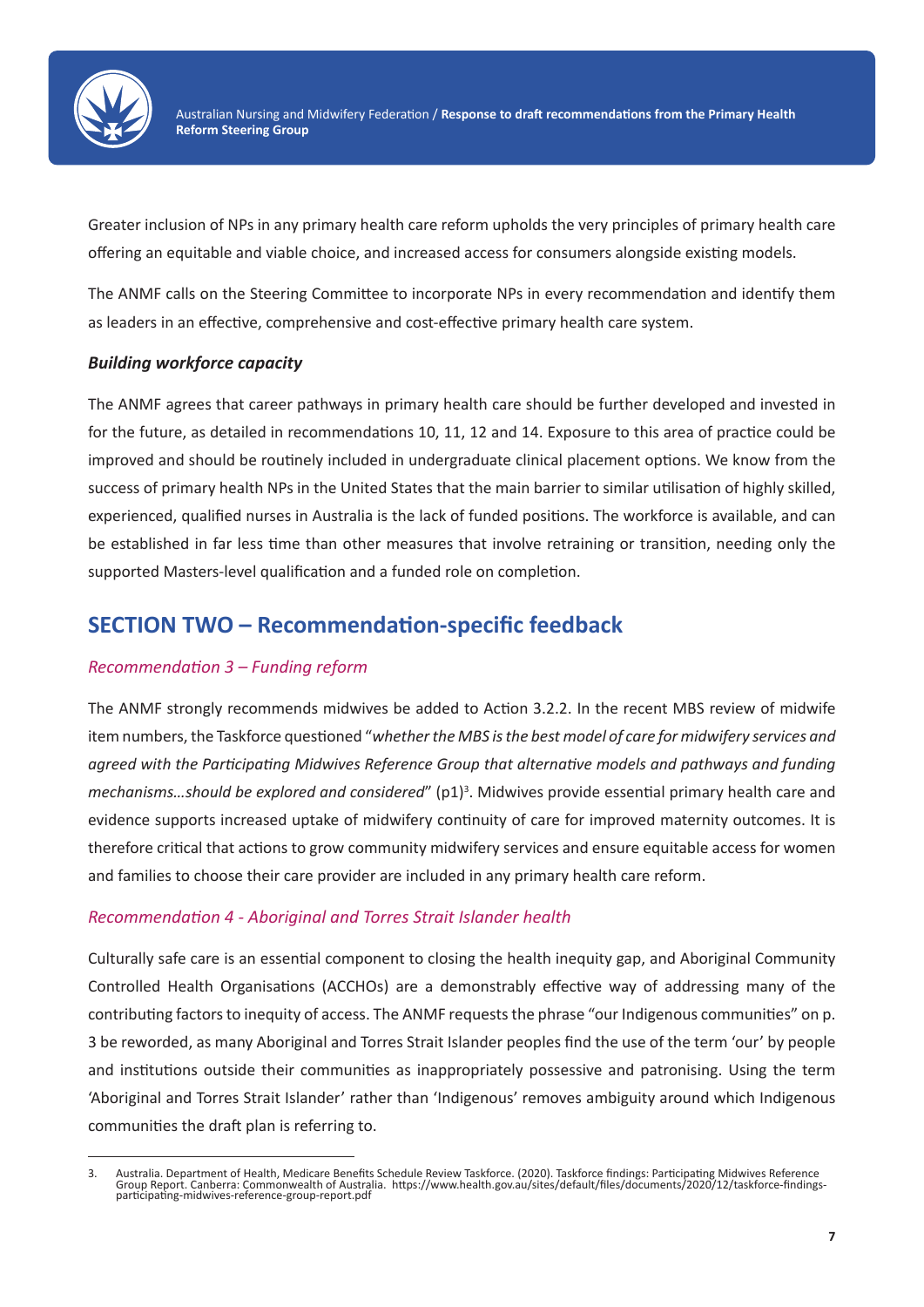Greater inclusion of NPs in any primary health care reform upholds the very principles of primary health care offering an equitable and viable choice, and increased access for consumers alongside existing models.

The ANMF calls on the Steering Committee to incorporate NPs in every recommendation and identify them as leaders in an effective, comprehensive and cost-effective primary health care system.

### *Building workforce capacity*

The ANMF agrees that career pathways in primary health care should be further developed and invested in for the future, as detailed in recommendations 10, 11, 12 and 14. Exposure to this area of practice could be improved and should be routinely included in undergraduate clinical placement options. We know from the success of primary health NPs in the United States that the main barrier to similar utilisation of highly skilled, experienced, qualified nurses in Australia is the lack of funded positions. The workforce is available, and can be established in far less time than other measures that involve retraining or transition, needing only the supported Masters-level qualification and a funded role on completion.

## SECTION TWO – Recommendation-specific feedback

### *Recommendation 3 – Funding reform*

The ANMF strongly recommends midwives be added to Action 3.2.2. In the recent MBS review of midwife item numbers, the Taskforce questioned "*whether the MBS is the best model of care for midwifery services and agreed with the Participating Midwives Reference Group that alternative models and pathways and funding mechanisms…should be explored and considered*" (p1)[3]. Midwives provide essential primary health care and evidence supports increased uptake of midwifery continuity of care for improved maternity outcomes. It is therefore critical that actions to grow community midwifery services and ensure equitable access for women and families to choose their care provider are included in any primary health care reform.

### *Recommendation 4 - Aboriginal and Torres Strait Islander health*

Culturally safe care is an essential component to closing the health inequity gap, and Aboriginal Community Controlled Health Organisations (ACCHOs) are a demonstrably effective way of addressing many of the contributing factors to inequity of access. The ANMF requests the phrase "our Indigenous communities" on p. 3 be reworded, as many Aboriginal and Torres Strait Islander peoples find the use of the term 'our' by people and institutions outside their communities as inappropriately possessive and patronising. Using the term 'Aboriginal and Torres Strait Islander' rather than 'Indigenous' removes ambiguity around which Indigenous communities the draft plan is referring to.

---

3. Australia. Department of Health, Medicare Benefits Schedule Review Taskforce. (2020). Taskforce findings: Participating Midwives Reference Group Report. Canberra: Commonwealth of Australia. https://www.health.gov.au/sites/default/files/documents/2020/12/taskforce-findings-participating-midwives-reference-group-report.pdf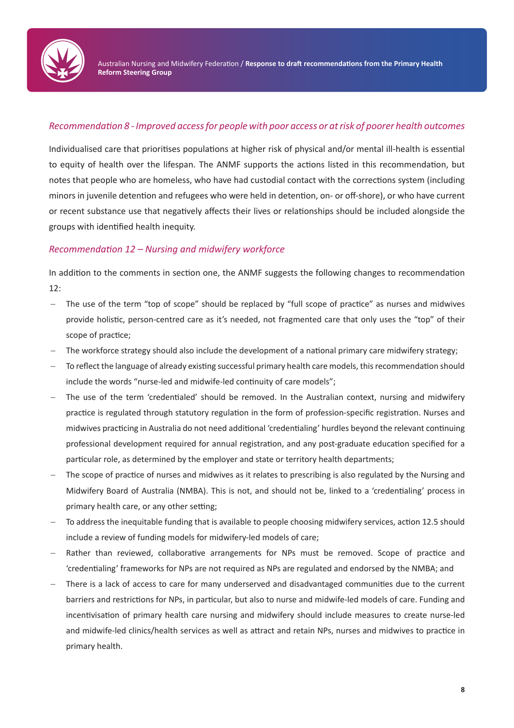*Recommendation 8 - Improved access for people with poor access or at risk of poorer health outcomes*

Individualised care that prioritises populations at higher risk of physical and/or mental ill-health is essential to equity of health over the lifespan. The ANMF supports the actions listed in this recommendation, but notes that people who are homeless, who have had custodial contact with the corrections system (including minors in juvenile detention and refugees who were held in detention, on- or off-shore), or who have current or recent substance use that negatively affects their lives or relationships should be included alongside the groups with identified health inequity.

*Recommendation 12 – Nursing and midwifery workforce*

In addition to the comments in section one, the ANMF suggests the following changes to recommendation 12:

- The use of the term "top of scope" should be replaced by "full scope of practice" as nurses and midwives provide holistic, person-centred care as it's needed, not fragmented care that only uses the "top" of their scope of practice;
- The workforce strategy should also include the development of a national primary care midwifery strategy;
- To reflect the language of already existing successful primary health care models, this recommendation should include the words "nurse-led and midwife-led continuity of care models";
- The use of the term 'credentialed' should be removed. In the Australian context, nursing and midwifery practice is regulated through statutory regulation in the form of profession-specific registration. Nurses and midwives practicing in Australia do not need additional 'credentialing' hurdles beyond the relevant continuing professional development required for annual registration, and any post-graduate education specified for a particular role, as determined by the employer and state or territory health departments;
- The scope of practice of nurses and midwives as it relates to prescribing is also regulated by the Nursing and Midwifery Board of Australia (NMBA). This is not, and should not be, linked to a 'credentialing' process in primary health care, or any other setting;
- To address the inequitable funding that is available to people choosing midwifery services, action 12.5 should include a review of funding models for midwifery-led models of care;
- Rather than reviewed, collaborative arrangements for NPs must be removed. Scope of practice and 'credentialing' frameworks for NPs are not required as NPs are regulated and endorsed by the NMBA; and
- There is a lack of access to care for many underserved and disadvantaged communities due to the current barriers and restrictions for NPs, in particular, but also to nurse and midwife-led models of care. Funding and incentivisation of primary health care nursing and midwifery should include measures to create nurse-led and midwife-led clinics/health services as well as attract and retain NPs, nurses and midwives to practice in primary health.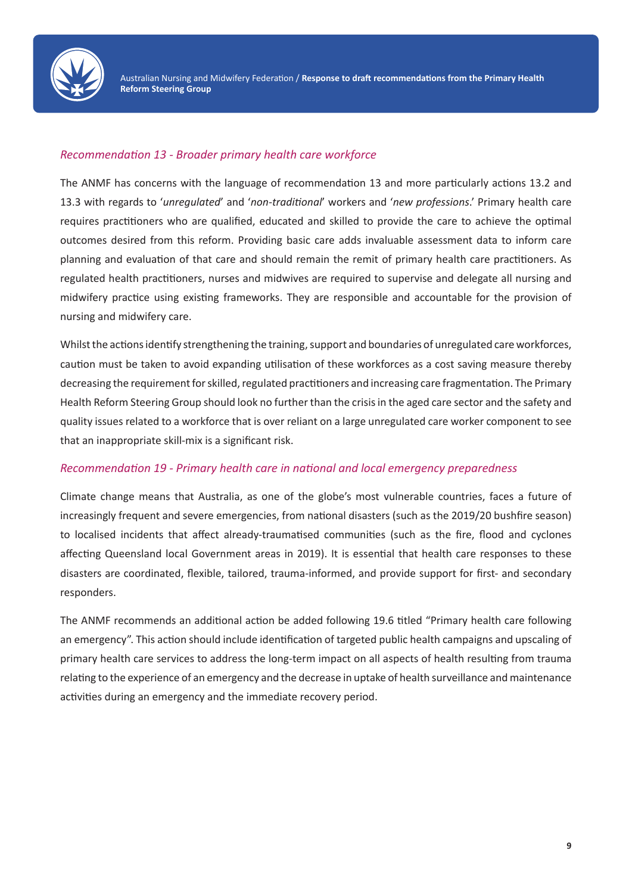### *Recommendation 13 - Broader primary health care workforce*

The ANMF has concerns with the language of recommendation 13 and more particularly actions 13.2 and 13.3 with regards to '*unregulated*' and '*non-traditional*' workers and '*new professions*.' Primary health care requires practitioners who are qualified, educated and skilled to provide the care to achieve the optimal outcomes desired from this reform. Providing basic care adds invaluable assessment data to inform care planning and evaluation of that care and should remain the remit of primary health care practitioners. As regulated health practitioners, nurses and midwives are required to supervise and delegate all nursing and midwifery practice using existing frameworks. They are responsible and accountable for the provision of nursing and midwifery care.

Whilst the actions identify strengthening the training, support and boundaries of unregulated care workforces, caution must be taken to avoid expanding utilisation of these workforces as a cost saving measure thereby decreasing the requirement for skilled, regulated practitioners and increasing care fragmentation. The Primary Health Reform Steering Group should look no further than the crisis in the aged care sector and the safety and quality issues related to a workforce that is over reliant on a large unregulated care worker component to see that an inappropriate skill-mix is a significant risk.

### *Recommendation 19 - Primary health care in national and local emergency preparedness*

Climate change means that Australia, as one of the globe's most vulnerable countries, faces a future of increasingly frequent and severe emergencies, from national disasters (such as the 2019/20 bushfire season) to localised incidents that affect already-traumatised communities (such as the fire, flood and cyclones affecting Queensland local Government areas in 2019). It is essential that health care responses to these disasters are coordinated, flexible, tailored, trauma-informed, and provide support for first- and secondary responders.

The ANMF recommends an additional action be added following 19.6 titled "Primary health care following an emergency". This action should include identification of targeted public health campaigns and upscaling of primary health care services to address the long-term impact on all aspects of health resulting from trauma relating to the experience of an emergency and the decrease in uptake of health surveillance and maintenance activities during an emergency and the immediate recovery period.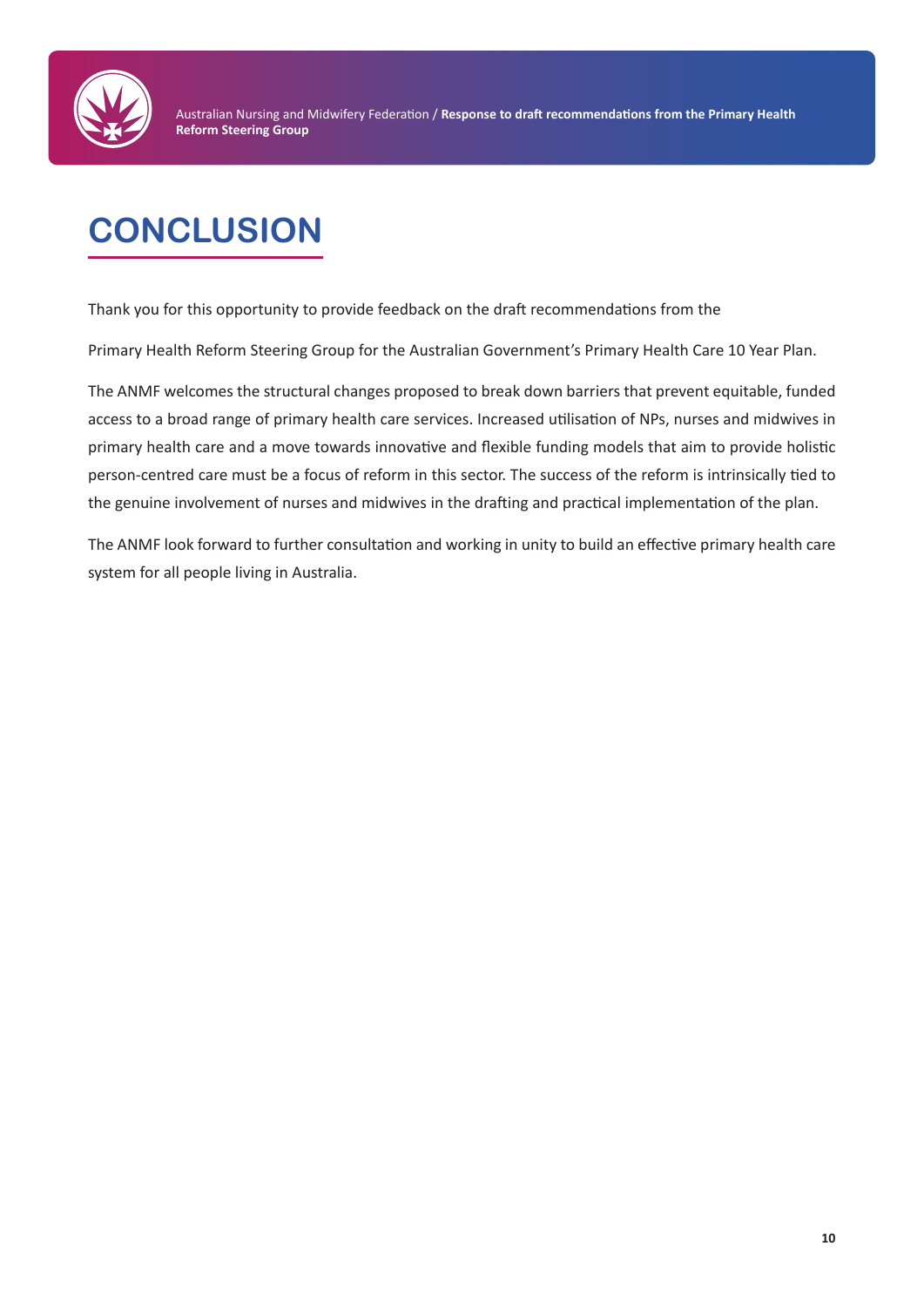# CONCLUSION

Thank you for this opportunity to provide feedback on the draft recommendations from the

Primary Health Reform Steering Group for the Australian Government's Primary Health Care 10 Year Plan.

The ANMF welcomes the structural changes proposed to break down barriers that prevent equitable, funded access to a broad range of primary health care services. Increased utilisation of NPs, nurses and midwives in primary health care and a move towards innovative and flexible funding models that aim to provide holistic person-centred care must be a focus of reform in this sector. The success of the reform is intrinsically tied to the genuine involvement of nurses and midwives in the drafting and practical implementation of the plan.

The ANMF look forward to further consultation and working in unity to build an effective primary health care system for all people living in Australia.